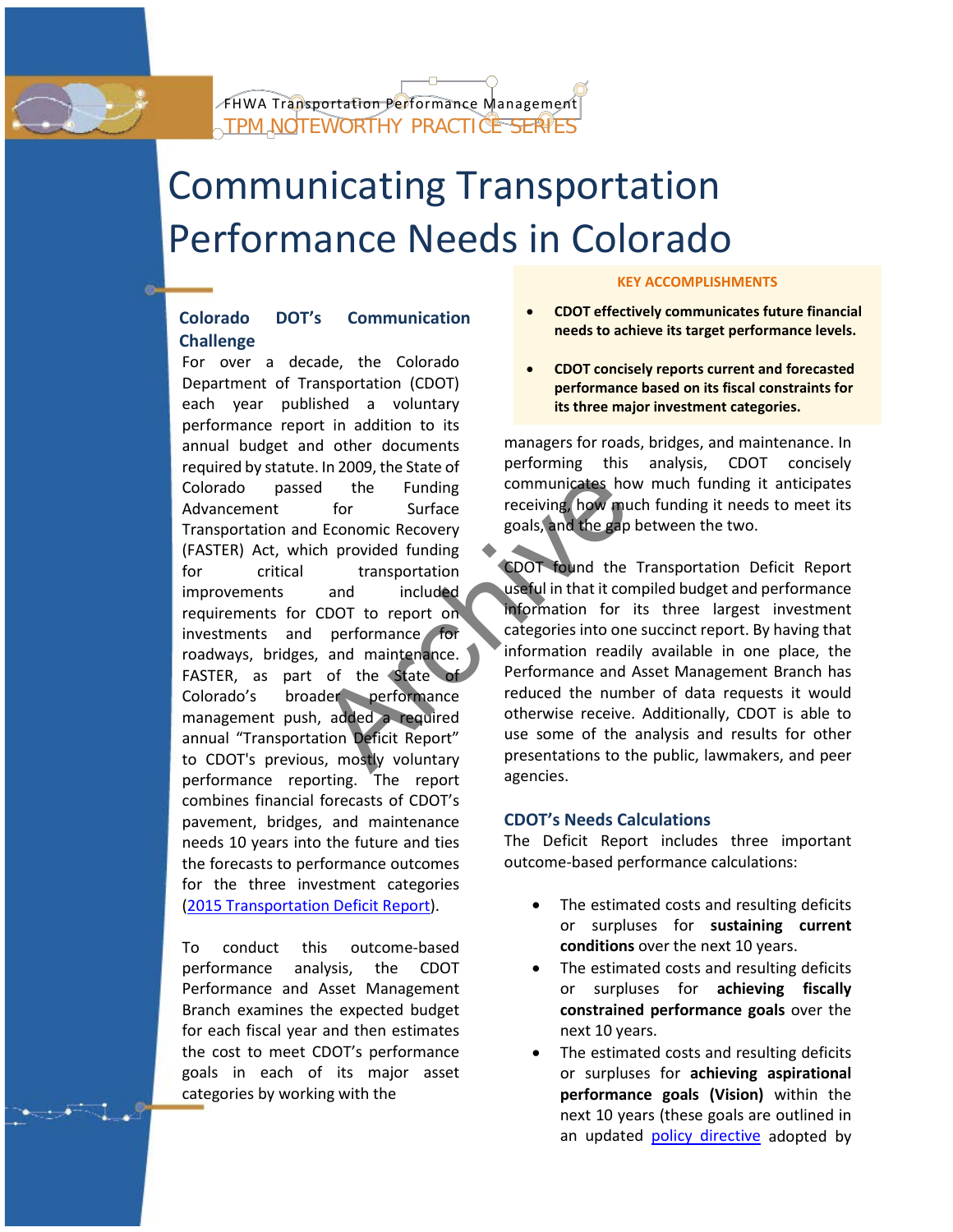FHWA Transportation Performance Management

TPM NOTEWORTHY PRACTICE SERIES

# Communicating Transportation Performance Needs in Colorado

**KEY ACCOMPLISHMENTS**

- **CDOT effectively communicates future financial needs to achieve its target performance levels.**
- **CDOT concisely reports current and forecasted performance based on its fiscal constraints for its three major investment categories.**

## Colorado DOT's Communication Challenge

For over a decade, the Colorado Department of Transportation (CDOT) each year published a voluntary performance report in addition to its annual budget and other documents required by statute. In 2009, the State of Colorado passed the Funding Advancement for Surface Transportation and Economic Recovery (FASTER) Act, which provided funding for critical transportation improvements and included requirements for CDOT to report on investments and performance for roadways, bridges, and maintenance. FASTER, as part of the State of Colorado's broader performance management push, added a required annual "Transportation Deficit Report" to CDOT's previous, mostly voluntary performance reporting. The report combines financial forecasts of CDOT's pavement, bridges, and maintenance needs 10 years into the future and ties the forecasts to performance outcomes for the three investment categories (2015 Transportation Deficit Report).

To conduct this outcome-based performance analysis, the CDOT Performance and Asset Management Branch examines the expected budget for each fiscal year and then estimates the cost to meet CDOT's performance goals in each of its major asset categories by working with the managers for roads, bridges, and maintenance. In performing this analysis, CDOT concisely communicates how much funding it anticipates receiving, how much funding it needs to meet its goals, and the gap between the two.

CDOT found the Transportation Deficit Report useful in that it compiled budget and performance information for its three largest investment categories into one succinct report. By having that information readily available in one place, the Performance and Asset Management Branch has reduced the number of data requests it would otherwise receive. Additionally, CDOT is able to use some of the analysis and results for other presentations to the public, lawmakers, and peer agencies.

## CDOT's Needs Calculations

The Deficit Report includes three important outcome-based performance calculations:

- The estimated costs and resulting deficits or surpluses for **sustaining current conditions** over the next 10 years.
- The estimated costs and resulting deficits or surpluses for **achieving fiscally constrained performance goals** over the next 10 years.
- The estimated costs and resulting deficits or surpluses for **achieving aspirational performance goals (Vision)** within the next 10 years (these goals are outlined in an updated policy directive adopted by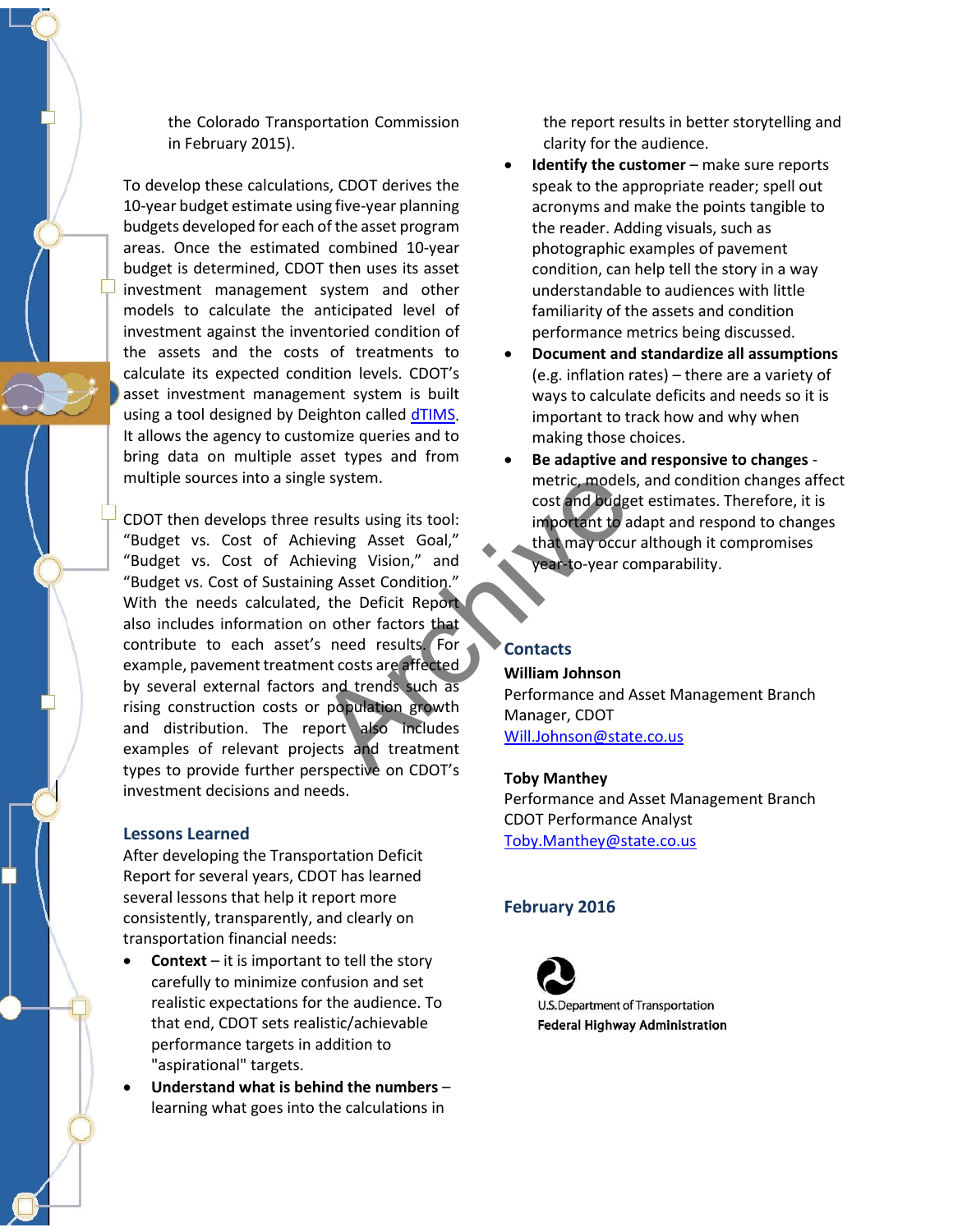the Colorado Transportation Commission in February 2015).

To develop these calculations, CDOT derives the 10-year budget estimate using five-year planning budgets developed for each of the asset program areas. Once the estimated combined 10-year budget is determined, CDOT then uses its asset investment management system and other models to calculate the anticipated level of investment against the inventoried condition of the assets and the costs of treatments to calculate its expected condition levels. CDOT's asset investment management system is built using a tool designed by Deighton called dTIMS. It allows the agency to customize queries and to bring data on multiple asset types and from multiple sources into a single system.

CDOT then develops three results using its tool: "Budget vs. Cost of Achieving Asset Goal," "Budget vs. Cost of Achieving Vision," and "Budget vs. Cost of Sustaining Asset Condition." With the needs calculated, the Deficit Report also includes information on other factors that contribute to each asset's need results. For example, pavement treatment costs are affected by several external factors and trends such as rising construction costs or population growth and distribution. The report also includes examples of relevant projects and treatment types to provide further perspective on CDOT's investment decisions and needs.

## Lessons Learned

After developing the Transportation Deficit Report for several years, CDOT has learned several lessons that help it report more consistently, transparently, and clearly on transportation financial needs:

- **Context** – it is important to tell the story carefully to minimize confusion and set realistic expectations for the audience. To that end, CDOT sets realistic/achievable performance targets in addition to "aspirational" targets.
- **Understand what is behind the numbers** – learning what goes into the calculations in the report results in better storytelling and clarity for the audience.
- **Identify the customer** – make sure reports speak to the appropriate reader; spell out acronyms and make the points tangible to the reader. Adding visuals, such as photographic examples of pavement condition, can help tell the story in a way understandable to audiences with little familiarity of the assets and condition performance metrics being discussed.
- **Document and standardize all assumptions** (e.g. inflation rates) – there are a variety of ways to calculate deficits and needs so it is important to track how and why when making those choices.
- **Be adaptive and responsive to changes** - metric, models, and condition changes affect cost and budget estimates. Therefore, it is important to adapt and respond to changes that may occur although it compromises year-to-year comparability.

## Contacts

**William Johnson**
Performance and Asset Management Branch Manager, CDOT
Will.Johnson@state.co.us

**Toby Manthey**
Performance and Asset Management Branch
CDOT Performance Analyst
Toby.Manthey@state.co.us

## February 2016

U.S. Department of Transportation
**Federal Highway Administration**